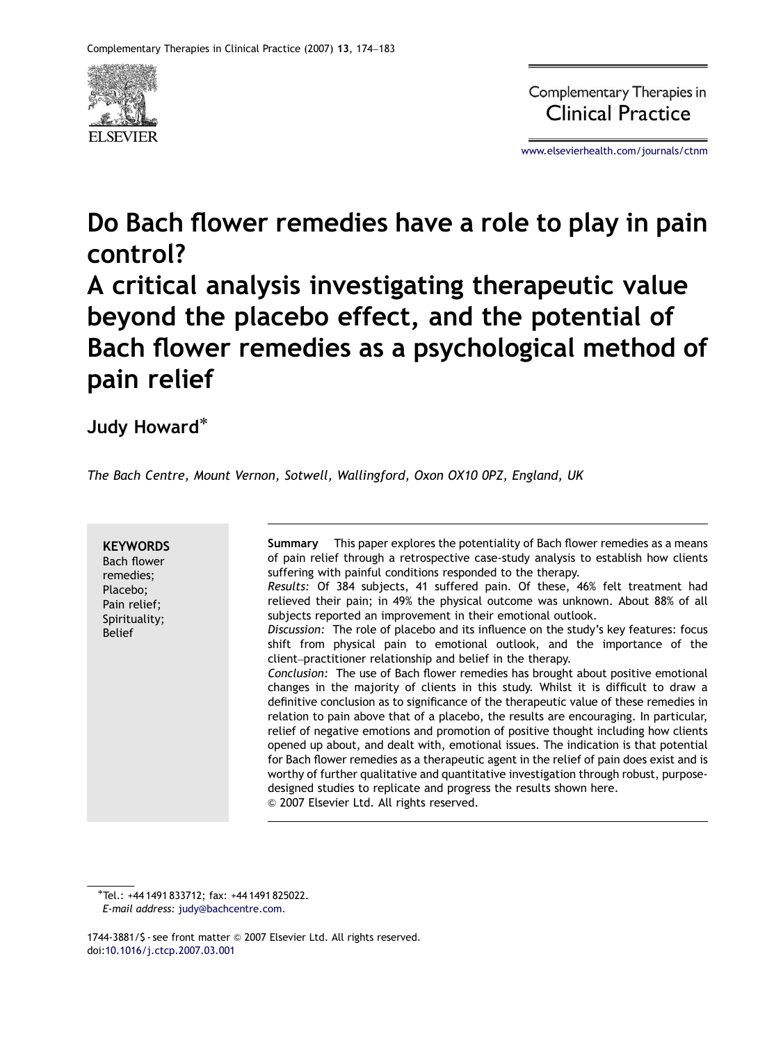# Do Bach flower remedies have a role to play in pain control? A critical analysis investigating therapeutic value beyond the placebo effect, and the potential of Bach flower remedies as a psychological method of pain relief

**Judy Howard***

*The Bach Centre, Mount Vernon, Sotwell, Wallingford, Oxon OX10 0PZ, England, UK*

**KEYWORDS**
Bach flower remedies;
Placebo;
Pain relief;
Spirituality;
Belief

**Summary** This paper explores the potentiality of Bach flower remedies as a means of pain relief through a retrospective case-study analysis to establish how clients suffering with painful conditions responded to the therapy.

*Results:* Of 384 subjects, 41 suffered pain. Of these, 46% felt treatment had relieved their pain; in 49% the physical outcome was unknown. About 88% of all subjects reported an improvement in their emotional outlook.

*Discussion:* The role of placebo and its influence on the study's key features: focus shift from physical pain to emotional outlook, and the importance of the client–practitioner relationship and belief in the therapy.

*Conclusion:* The use of Bach flower remedies has brought about positive emotional changes in the majority of clients in this study. Whilst it is difficult to draw a definitive conclusion as to significance of the therapeutic value of these remedies in relation to pain above that of a placebo, the results are encouraging. In particular, relief of negative emotions and promotion of positive thought including how clients opened up about, and dealt with, emotional issues. The indication is that potential for Bach flower remedies as a therapeutic agent in the relief of pain does exist and is worthy of further qualitative and quantitative investigation through robust, purpose-designed studies to replicate and progress the results shown here.

© 2007 Elsevier Ltd. All rights reserved.

*Tel.: +44 1491 833712; fax: +44 1491 825022.
*E-mail address:* judy@bachcentre.com.

1744-3881/$ - see front matter © 2007 Elsevier Ltd. All rights reserved.
doi:10.1016/j.ctcp.2007.03.001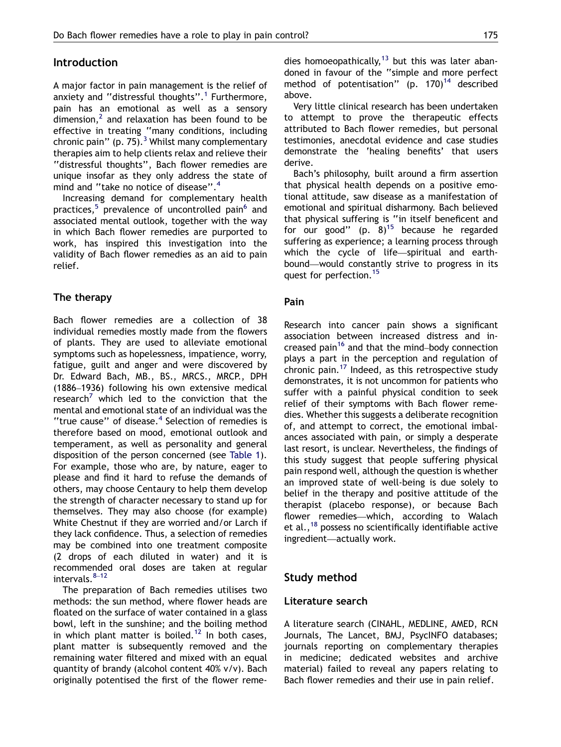## Introduction

A major factor in pain management is the relief of anxiety and ''distressful thoughts''.[1] Furthermore, pain has an emotional as well as a sensory dimension,[2] and relaxation has been found to be effective in treating ''many conditions, including chronic pain'' (p. 75).[3] Whilst many complementary therapies aim to help clients relax and relieve their ''distressful thoughts'', Bach flower remedies are unique insofar as they only address the state of mind and ''take no notice of disease''.[4]

Increasing demand for complementary health practices,[5] prevalence of uncontrolled pain[6] and associated mental outlook, together with the way in which Bach flower remedies are purported to work, has inspired this investigation into the validity of Bach flower remedies as an aid to pain relief.

## The therapy

Bach flower remedies are a collection of 38 individual remedies mostly made from the flowers of plants. They are used to alleviate emotional symptoms such as hopelessness, impatience, worry, fatigue, guilt and anger and were discovered by Dr. Edward Bach, MB., BS., MRCS., MRCP., DPH (1886–1936) following his own extensive medical research[7] which led to the conviction that the mental and emotional state of an individual was the ''true cause'' of disease.[4] Selection of remedies is therefore based on mood, emotional outlook and temperament, as well as personality and general disposition of the person concerned (see Table 1). For example, those who are, by nature, eager to please and find it hard to refuse the demands of others, may choose Centaury to help them develop the strength of character necessary to stand up for themselves. They may also choose (for example) White Chestnut if they are worried and/or Larch if they lack confidence. Thus, a selection of remedies may be combined into one treatment composite (2 drops of each diluted in water) and it is recommended oral doses are taken at regular intervals.[8–12]

The preparation of Bach remedies utilises two methods: the sun method, where flower heads are floated on the surface of water contained in a glass bowl, left in the sunshine; and the boiling method in which plant matter is boiled.[12] In both cases, plant matter is subsequently removed and the remaining water filtered and mixed with an equal quantity of brandy (alcohol content 40% v/v). Bach originally potentised the first of the flower remedies homoeopathically,[13] but this was later abandoned in favour of the ''simple and more perfect method of potentisation'' (p. 170)[14] described above.

Very little clinical research has been undertaken to attempt to prove the therapeutic effects attributed to Bach flower remedies, but personal testimonies, anecdotal evidence and case studies demonstrate the 'healing benefits' that users derive.

Bach's philosophy, built around a firm assertion that physical health depends on a positive emotional attitude, saw disease as a manifestation of emotional and spiritual disharmony. Bach believed that physical suffering is ''in itself beneficent and for our good'' (p. 8)[15] because he regarded suffering as experience; a learning process through which the cycle of life—spiritual and earthbound—would constantly strive to progress in its quest for perfection.[15]

## Pain

Research into cancer pain shows a significant association between increased distress and increased pain[16] and that the mind–body connection plays a part in the perception and regulation of chronic pain.[17] Indeed, as this retrospective study demonstrates, it is not uncommon for patients who suffer with a painful physical condition to seek relief of their symptoms with Bach flower remedies. Whether this suggests a deliberate recognition of, and attempt to correct, the emotional imbalances associated with pain, or simply a desperate last resort, is unclear. Nevertheless, the findings of this study suggest that people suffering physical pain respond well, although the question is whether an improved state of well-being is due solely to belief in the therapy and positive attitude of the therapist (placebo response), or because Bach flower remedies—which, according to Walach et al.,[18] possess no scientifically identifiable active ingredient—actually work.

## Study method

### Literature search

A literature search (CINAHL, MEDLINE, AMED, RCN Journals, The Lancet, BMJ, PsycINFO databases; journals reporting on complementary therapies in medicine; dedicated websites and archive material) failed to reveal any papers relating to Bach flower remedies and their use in pain relief.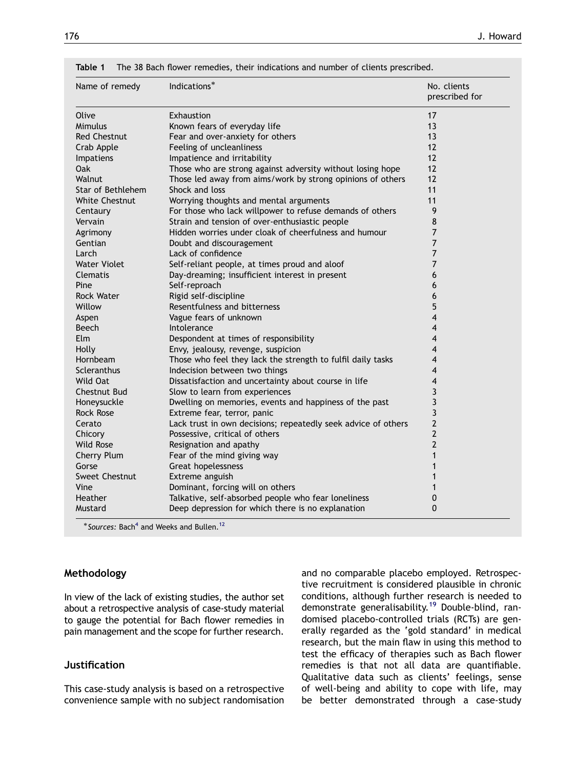**Table 1** The 38 Bach flower remedies, their indications and number of clients prescribed.

| Name of remedy | Indications* | No. clients prescribed for |
|---|---|---|
| Olive | Exhaustion | 17 |
| Mimulus | Known fears of everyday life | 13 |
| Red Chestnut | Fear and over-anxiety for others | 13 |
| Crab Apple | Feeling of uncleanliness | 12 |
| Impatiens | Impatience and irritability | 12 |
| Oak | Those who are strong against adversity without losing hope | 12 |
| Walnut | Those led away from aims/work by strong opinions of others | 12 |
| Star of Bethlehem | Shock and loss | 11 |
| White Chestnut | Worrying thoughts and mental arguments | 11 |
| Centaury | For those who lack willpower to refuse demands of others | 9 |
| Vervain | Strain and tension of over-enthusiastic people | 8 |
| Agrimony | Hidden worries under cloak of cheerfulness and humour | 7 |
| Gentian | Doubt and discouragement | 7 |
| Larch | Lack of confidence | 7 |
| Water Violet | Self-reliant people, at times proud and aloof | 7 |
| Clematis | Day-dreaming; insufficient interest in present | 6 |
| Pine | Self-reproach | 6 |
| Rock Water | Rigid self-discipline | 6 |
| Willow | Resentfulness and bitterness | 5 |
| Aspen | Vague fears of unknown | 4 |
| Beech | Intolerance | 4 |
| Elm | Despondent at times of responsibility | 4 |
| Holly | Envy, jealousy, revenge, suspicion | 4 |
| Hornbeam | Those who feel they lack the strength to fulfil daily tasks | 4 |
| Scleranthus | Indecision between two things | 4 |
| Wild Oat | Dissatisfaction and uncertainty about course in life | 4 |
| Chestnut Bud | Slow to learn from experiences | 3 |
| Honeysuckle | Dwelling on memories, events and happiness of the past | 3 |
| Rock Rose | Extreme fear, terror, panic | 3 |
| Cerato | Lack trust in own decisions; repeatedly seek advice of others | 2 |
| Chicory | Possessive, critical of others | 2 |
| Wild Rose | Resignation and apathy | 2 |
| Cherry Plum | Fear of the mind giving way | 1 |
| Gorse | Great hopelessness | 1 |
| Sweet Chestnut | Extreme anguish | 1 |
| Vine | Dominant, forcing will on others | 1 |
| Heather | Talkative, self-absorbed people who fear loneliness | 0 |
| Mustard | Deep depression for which there is no explanation | 0 |

**Sources:* Bach[4] and Weeks and Bullen.[12]

## Methodology

In view of the lack of existing studies, the author set about a retrospective analysis of case-study material to gauge the potential for Bach flower remedies in pain management and the scope for further research.

## Justification

This case-study analysis is based on a retrospective convenience sample with no subject randomisation and no comparable placebo employed. Retrospective recruitment is considered plausible in chronic conditions, although further research is needed to demonstrate generalisability.[19] Double-blind, randomised placebo-controlled trials (RCTs) are generally regarded as the 'gold standard' in medical research, but the main flaw in using this method to test the efficacy of therapies such as Bach flower remedies is that not all data are quantifiable. Qualitative data such as clients' feelings, sense of well-being and ability to cope with life, may be better demonstrated through a case-study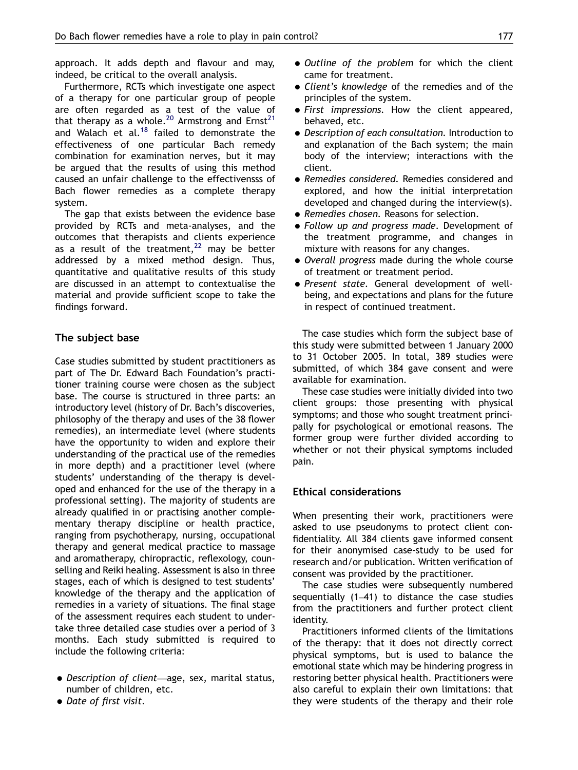approach. It adds depth and flavour and may, indeed, be critical to the overall analysis.

Furthermore, RCTs which investigate one aspect of a therapy for one particular group of people are often regarded as a test of the value of that therapy as a whole.[20] Armstrong and Ernst[21] and Walach et al.[18] failed to demonstrate the effectiveness of one particular Bach remedy combination for examination nerves, but it may be argued that the results of using this method caused an unfair challenge to the effectivensss of Bach flower remedies as a complete therapy system.

The gap that exists between the evidence base provided by RCTs and meta-analyses, and the outcomes that therapists and clients experience as a result of the treatment,[22] may be better addressed by a mixed method design. Thus, quantitative and qualitative results of this study are discussed in an attempt to contextualise the material and provide sufficient scope to take the findings forward.

## The subject base

Case studies submitted by student practitioners as part of The Dr. Edward Bach Foundation's practitioner training course were chosen as the subject base. The course is structured in three parts: an introductory level (history of Dr. Bach's discoveries, philosophy of the therapy and uses of the 38 flower remedies), an intermediate level (where students have the opportunity to widen and explore their understanding of the practical use of the remedies in more depth) and a practitioner level (where students' understanding of the therapy is developed and enhanced for the use of the therapy in a professional setting). The majority of students are already qualified in or practising another complementary therapy discipline or health practice, ranging from psychotherapy, nursing, occupational therapy and general medical practice to massage and aromatherapy, chiropractic, reflexology, counselling and Reiki healing. Assessment is also in three stages, each of which is designed to test students' knowledge of the therapy and the application of remedies in a variety of situations. The final stage of the assessment requires each student to undertake three detailed case studies over a period of 3 months. Each study submitted is required to include the following criteria:

- *Description of client*—age, sex, marital status, number of children, etc.
- *Date of first visit.*
- *Outline of the problem* for which the client came for treatment.
- *Client's knowledge* of the remedies and of the principles of the system.
- *First impressions.* How the client appeared, behaved, etc.
- *Description of each consultation.* Introduction to and explanation of the Bach system; the main body of the interview; interactions with the client.
- *Remedies considered.* Remedies considered and explored, and how the initial interpretation developed and changed during the interview(s).
- *Remedies chosen.* Reasons for selection.
- *Follow up and progress made.* Development of the treatment programme, and changes in mixture with reasons for any changes.
- *Overall progress* made during the whole course of treatment or treatment period.
- *Present state.* General development of well-being, and expectations and plans for the future in respect of continued treatment.

The case studies which form the subject base of this study were submitted between 1 January 2000 to 31 October 2005. In total, 389 studies were submitted, of which 384 gave consent and were available for examination.

These case studies were initially divided into two client groups: those presenting with physical symptoms; and those who sought treatment principally for psychological or emotional reasons. The former group were further divided according to whether or not their physical symptoms included pain.

## Ethical considerations

When presenting their work, practitioners were asked to use pseudonyms to protect client confidentiality. All 384 clients gave informed consent for their anonymised case-study to be used for research and/or publication. Written verification of consent was provided by the practitioner.

The case studies were subsequently numbered sequentially (1–41) to distance the case studies from the practitioners and further protect client identity.

Practitioners informed clients of the limitations of the therapy: that it does not directly correct physical symptoms, but is used to balance the emotional state which may be hindering progress in restoring better physical health. Practitioners were also careful to explain their own limitations: that they were students of the therapy and their role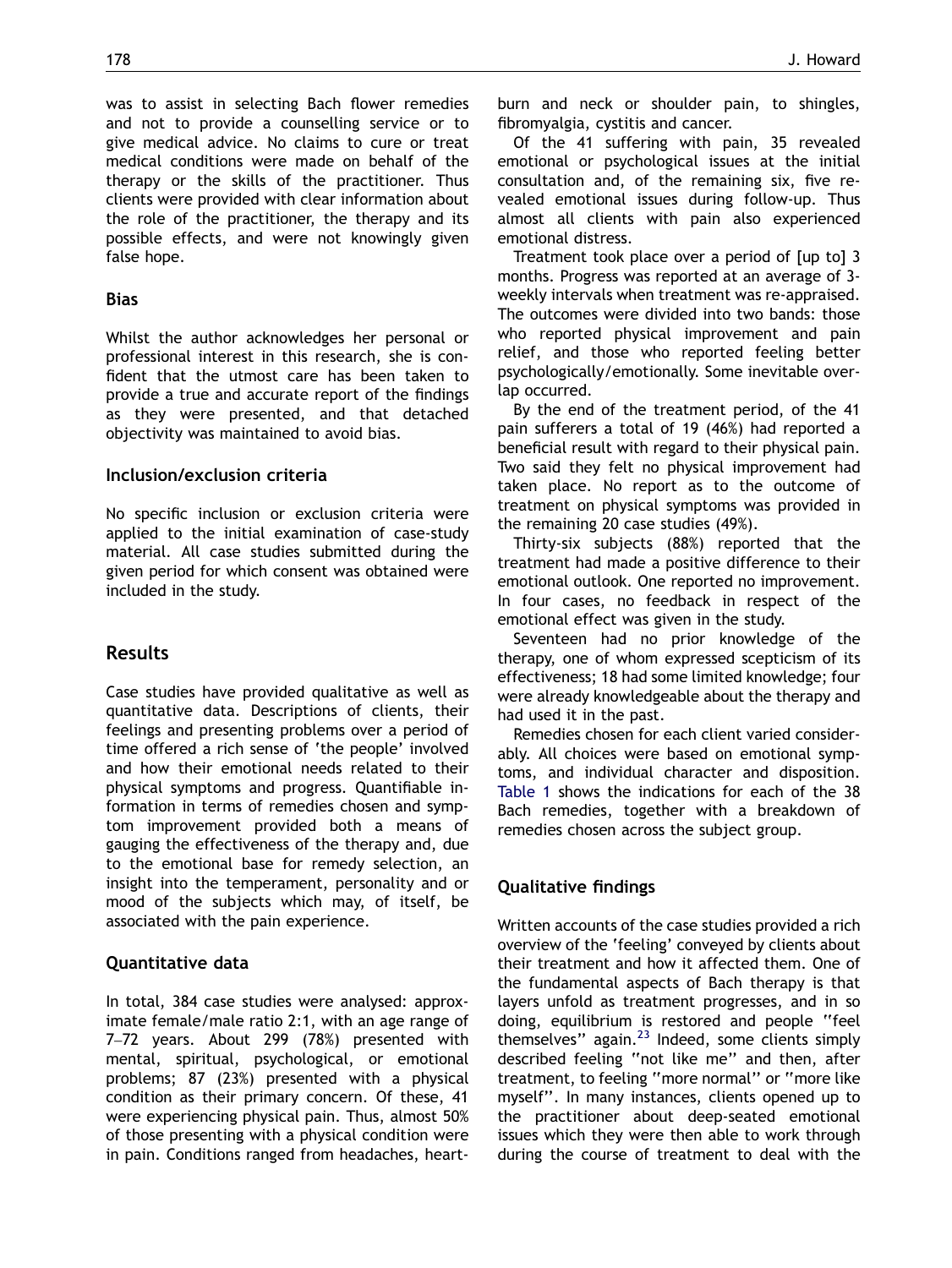was to assist in selecting Bach flower remedies and not to provide a counselling service or to give medical advice. No claims to cure or treat medical conditions were made on behalf of the therapy or the skills of the practitioner. Thus clients were provided with clear information about the role of the practitioner, the therapy and its possible effects, and were not knowingly given false hope.

### Bias

Whilst the author acknowledges her personal or professional interest in this research, she is confident that the utmost care has been taken to provide a true and accurate report of the findings as they were presented, and that detached objectivity was maintained to avoid bias.

### Inclusion/exclusion criteria

No specific inclusion or exclusion criteria were applied to the initial examination of case-study material. All case studies submitted during the given period for which consent was obtained were included in the study.

## Results

Case studies have provided qualitative as well as quantitative data. Descriptions of clients, their feelings and presenting problems over a period of time offered a rich sense of 'the people' involved and how their emotional needs related to their physical symptoms and progress. Quantifiable information in terms of remedies chosen and symptom improvement provided both a means of gauging the effectiveness of the therapy and, due to the emotional base for remedy selection, an insight into the temperament, personality and or mood of the subjects which may, of itself, be associated with the pain experience.

### Quantitative data

In total, 384 case studies were analysed: approximate female/male ratio 2:1, with an age range of 7–72 years. About 299 (78%) presented with mental, spiritual, psychological, or emotional problems; 87 (23%) presented with a physical condition as their primary concern. Of these, 41 were experiencing physical pain. Thus, almost 50% of those presenting with a physical condition were in pain. Conditions ranged from headaches, heartburn and neck or shoulder pain, to shingles, fibromyalgia, cystitis and cancer.

Of the 41 suffering with pain, 35 revealed emotional or psychological issues at the initial consultation and, of the remaining six, five revealed emotional issues during follow-up. Thus almost all clients with pain also experienced emotional distress.

Treatment took place over a period of [up to] 3 months. Progress was reported at an average of 3-weekly intervals when treatment was re-appraised. The outcomes were divided into two bands: those who reported physical improvement and pain relief, and those who reported feeling better psychologically/emotionally. Some inevitable overlap occurred.

By the end of the treatment period, of the 41 pain sufferers a total of 19 (46%) had reported a beneficial result with regard to their physical pain. Two said they felt no physical improvement had taken place. No report as to the outcome of treatment on physical symptoms was provided in the remaining 20 case studies (49%).

Thirty-six subjects (88%) reported that the treatment had made a positive difference to their emotional outlook. One reported no improvement. In four cases, no feedback in respect of the emotional effect was given in the study.

Seventeen had no prior knowledge of the therapy, one of whom expressed scepticism of its effectiveness; 18 had some limited knowledge; four were already knowledgeable about the therapy and had used it in the past.

Remedies chosen for each client varied considerably. All choices were based on emotional symptoms, and individual character and disposition. Table 1 shows the indications for each of the 38 Bach remedies, together with a breakdown of remedies chosen across the subject group.

### Qualitative findings

Written accounts of the case studies provided a rich overview of the 'feeling' conveyed by clients about their treatment and how it affected them. One of the fundamental aspects of Bach therapy is that layers unfold as treatment progresses, and in so doing, equilibrium is restored and people "feel themselves" again.[23] Indeed, some clients simply described feeling "not like me" and then, after treatment, to feeling "more normal" or "more like myself". In many instances, clients opened up to the practitioner about deep-seated emotional issues which they were then able to work through during the course of treatment to deal with the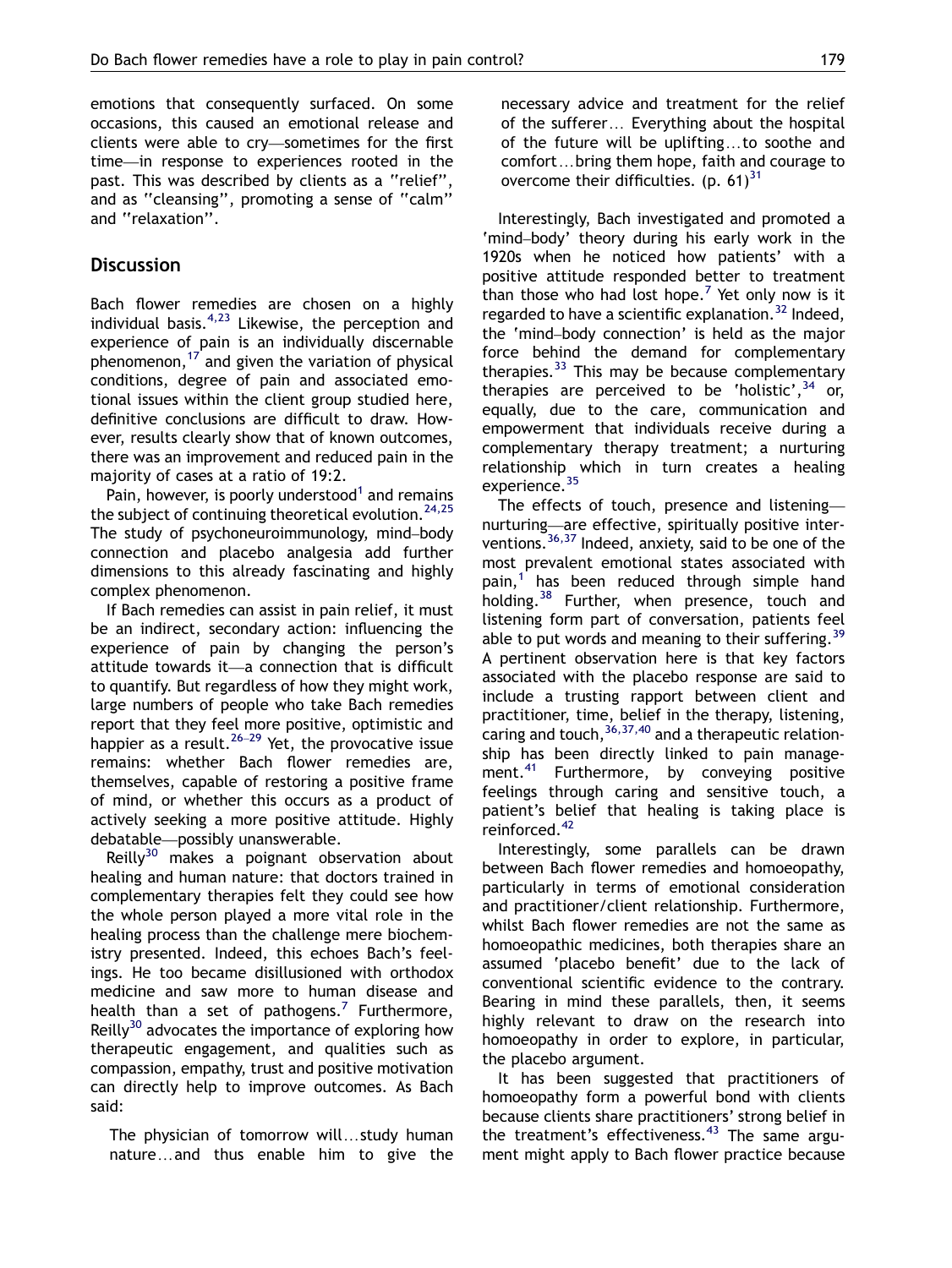emotions that consequently surfaced. On some occasions, this caused an emotional release and clients were able to cry—sometimes for the first time—in response to experiences rooted in the past. This was described by clients as a ''relief'', and as ''cleansing'', promoting a sense of ''calm'' and ''relaxation''.

## Discussion

Bach flower remedies are chosen on a highly individual basis.[4,23] Likewise, the perception and experience of pain is an individually discernable phenomenon,[17] and given the variation of physical conditions, degree of pain and associated emotional issues within the client group studied here, definitive conclusions are difficult to draw. However, results clearly show that of known outcomes, there was an improvement and reduced pain in the majority of cases at a ratio of 19:2.

Pain, however, is poorly understood[1] and remains the subject of continuing theoretical evolution.[24,25] The study of psychoneuroimmunology, mind–body connection and placebo analgesia add further dimensions to this already fascinating and highly complex phenomenon.

If Bach remedies can assist in pain relief, it must be an indirect, secondary action: influencing the experience of pain by changing the person's attitude towards it—a connection that is difficult to quantify. But regardless of how they might work, large numbers of people who take Bach remedies report that they feel more positive, optimistic and happier as a result.[26–29] Yet, the provocative issue remains: whether Bach flower remedies are, themselves, capable of restoring a positive frame of mind, or whether this occurs as a product of actively seeking a more positive attitude. Highly debatable—possibly unanswerable.

Reilly[30] makes a poignant observation about healing and human nature: that doctors trained in complementary therapies felt they could see how the whole person played a more vital role in the healing process than the challenge mere biochemistry presented. Indeed, this echoes Bach's feelings. He too became disillusioned with orthodox medicine and saw more to human disease and health than a set of pathogens.[7] Furthermore, Reilly[30] advocates the importance of exploring how therapeutic engagement, and qualities such as compassion, empathy, trust and positive motivation can directly help to improve outcomes. As Bach said:

> The physician of tomorrow will…study human nature…and thus enable him to give the necessary advice and treatment for the relief of the sufferer… Everything about the hospital of the future will be uplifting…to soothe and comfort…bring them hope, faith and courage to overcome their difficulties. (p. 61)[31]

Interestingly, Bach investigated and promoted a 'mind–body' theory during his early work in the 1920s when he noticed how patients' with a positive attitude responded better to treatment than those who had lost hope.[7] Yet only now is it regarded to have a scientific explanation.[32] Indeed, the 'mind–body connection' is held as the major force behind the demand for complementary therapies.[33] This may be because complementary therapies are perceived to be 'holistic',[34] or, equally, due to the care, communication and empowerment that individuals receive during a complementary therapy treatment; a nurturing relationship which in turn creates a healing experience.[35]

The effects of touch, presence and listening—nurturing—are effective, spiritually positive interventions.[36,37] Indeed, anxiety, said to be one of the most prevalent emotional states associated with pain,[1] has been reduced through simple hand holding.[38] Further, when presence, touch and listening form part of conversation, patients feel able to put words and meaning to their suffering.[39] A pertinent observation here is that key factors associated with the placebo response are said to include a trusting rapport between client and practitioner, time, belief in the therapy, listening, caring and touch,[36,37,40] and a therapeutic relationship has been directly linked to pain management.[41] Furthermore, by conveying positive feelings through caring and sensitive touch, a patient's belief that healing is taking place is reinforced.[42]

Interestingly, some parallels can be drawn between Bach flower remedies and homoeopathy, particularly in terms of emotional consideration and practitioner/client relationship. Furthermore, whilst Bach flower remedies are not the same as homoeopathic medicines, both therapies share an assumed 'placebo benefit' due to the lack of conventional scientific evidence to the contrary. Bearing in mind these parallels, then, it seems highly relevant to draw on the research into homoeopathy in order to explore, in particular, the placebo argument.

It has been suggested that practitioners of homoeopathy form a powerful bond with clients because clients share practitioners' strong belief in the treatment's effectiveness.[43] The same argument might apply to Bach flower practice because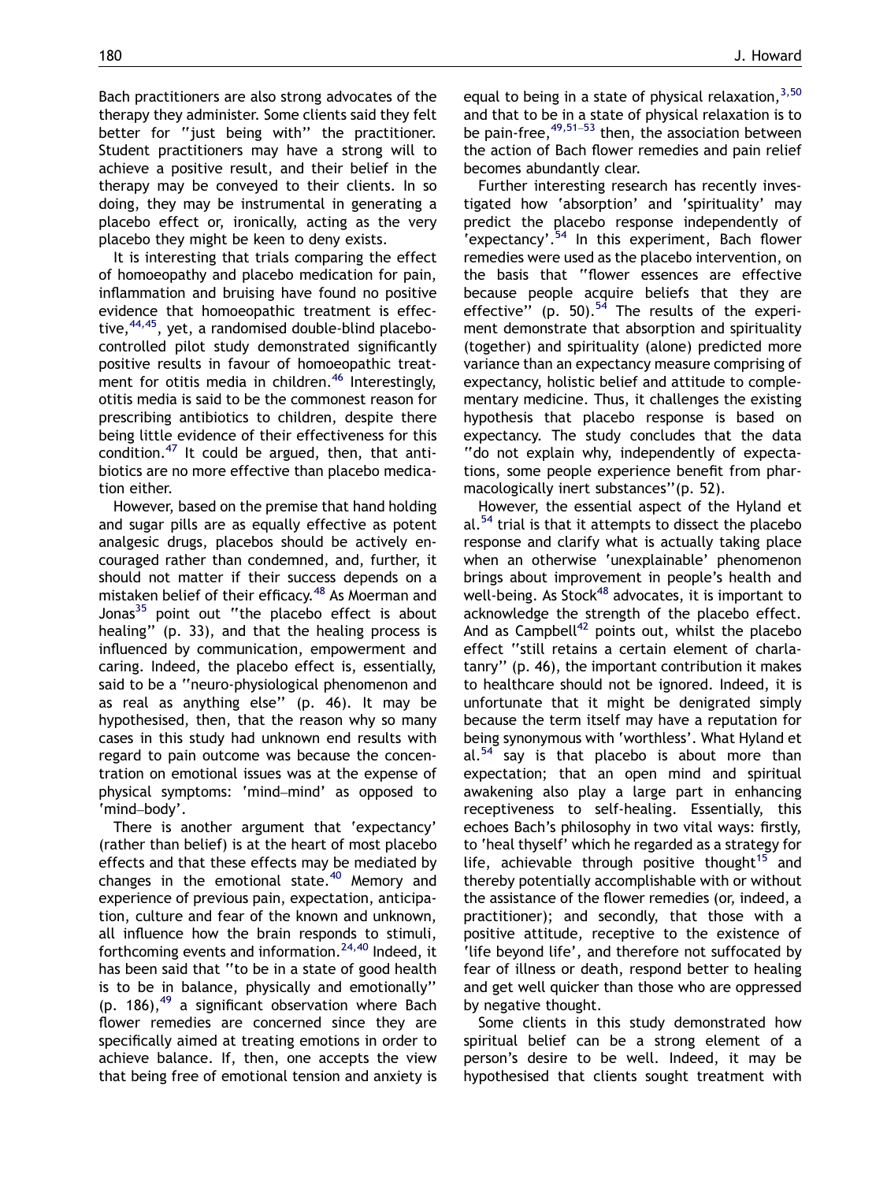Bach practitioners are also strong advocates of the therapy they administer. Some clients said they felt better for ''just being with'' the practitioner. Student practitioners may have a strong will to achieve a positive result, and their belief in the therapy may be conveyed to their clients. In so doing, they may be instrumental in generating a placebo effect or, ironically, acting as the very placebo they might be keen to deny exists.

It is interesting that trials comparing the effect of homoeopathy and placebo medication for pain, inflammation and bruising have found no positive evidence that homoeopathic treatment is effective,[44,45], yet, a randomised double-blind placebo-controlled pilot study demonstrated significantly positive results in favour of homoeopathic treatment for otitis media in children.[46] Interestingly, otitis media is said to be the commonest reason for prescribing antibiotics to children, despite there being little evidence of their effectiveness for this condition.[47] It could be argued, then, that antibiotics are no more effective than placebo medication either.

However, based on the premise that hand holding and sugar pills are as equally effective as potent analgesic drugs, placebos should be actively encouraged rather than condemned, and, further, it should not matter if their success depends on a mistaken belief of their efficacy.[48] As Moerman and Jonas[35] point out ''the placebo effect is about healing'' (p. 33), and that the healing process is influenced by communication, empowerment and caring. Indeed, the placebo effect is, essentially, said to be a ''neuro-physiological phenomenon and as real as anything else'' (p. 46). It may be hypothesised, then, that the reason why so many cases in this study had unknown end results with regard to pain outcome was because the concentration on emotional issues was at the expense of physical symptoms: 'mind–mind' as opposed to 'mind–body'.

There is another argument that 'expectancy' (rather than belief) is at the heart of most placebo effects and that these effects may be mediated by changes in the emotional state.[40] Memory and experience of previous pain, expectation, anticipation, culture and fear of the known and unknown, all influence how the brain responds to stimuli, forthcoming events and information.[24,40] Indeed, it has been said that ''to be in a state of good health is to be in balance, physically and emotionally'' (p. 186),[49] a significant observation where Bach flower remedies are concerned since they are specifically aimed at treating emotions in order to achieve balance. If, then, one accepts the view that being free of emotional tension and anxiety is equal to being in a state of physical relaxation,[3,50] and that to be in a state of physical relaxation is to be pain-free,[49,51–53] then, the association between the action of Bach flower remedies and pain relief becomes abundantly clear.

Further interesting research has recently investigated how 'absorption' and 'spirituality' may predict the placebo response independently of 'expectancy'.[54] In this experiment, Bach flower remedies were used as the placebo intervention, on the basis that ''flower essences are effective because people acquire beliefs that they are effective'' (p. 50).[54] The results of the experiment demonstrate that absorption and spirituality (together) and spirituality (alone) predicted more variance than an expectancy measure comprising of expectancy, holistic belief and attitude to complementary medicine. Thus, it challenges the existing hypothesis that placebo response is based on expectancy. The study concludes that the data ''do not explain why, independently of expectations, some people experience benefit from pharmacologically inert substances''(p. 52).

However, the essential aspect of the Hyland et al.[54] trial is that it attempts to dissect the placebo response and clarify what is actually taking place when an otherwise 'unexplainable' phenomenon brings about improvement in people's health and well-being. As Stock[48] advocates, it is important to acknowledge the strength of the placebo effect. And as Campbell[42] points out, whilst the placebo effect ''still retains a certain element of charlatanry'' (p. 46), the important contribution it makes to healthcare should not be ignored. Indeed, it is unfortunate that it might be denigrated simply because the term itself may have a reputation for being synonymous with 'worthless'. What Hyland et al.[54] say is that placebo is about more than expectation; that an open mind and spiritual awakening also play a large part in enhancing receptiveness to self-healing. Essentially, this echoes Bach's philosophy in two vital ways: firstly, to 'heal thyself' which he regarded as a strategy for life, achievable through positive thought[15] and thereby potentially accomplishable with or without the assistance of the flower remedies (or, indeed, a practitioner); and secondly, that those with a positive attitude, receptive to the existence of 'life beyond life', and therefore not suffocated by fear of illness or death, respond better to healing and get well quicker than those who are oppressed by negative thought.

Some clients in this study demonstrated how spiritual belief can be a strong element of a person's desire to be well. Indeed, it may be hypothesised that clients sought treatment with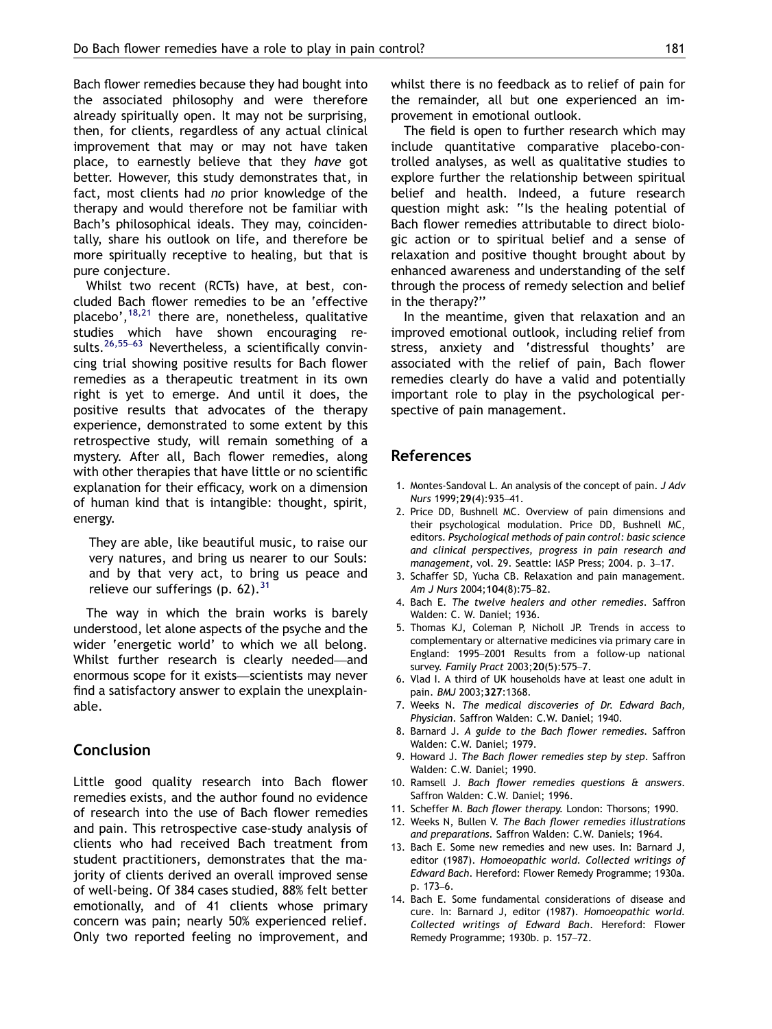Bach flower remedies because they had bought into the associated philosophy and were therefore already spiritually open. It may not be surprising, then, for clients, regardless of any actual clinical improvement that may or may not have taken place, to earnestly believe that they *have* got better. However, this study demonstrates that, in fact, most clients had *no* prior knowledge of the therapy and would therefore not be familiar with Bach's philosophical ideals. They may, coincidentally, share his outlook on life, and therefore be more spiritually receptive to healing, but that is pure conjecture.

Whilst two recent (RCTs) have, at best, concluded Bach flower remedies to be an 'effective placebo',[18,21] there are, nonetheless, qualitative studies which have shown encouraging results.[26,55–63] Nevertheless, a scientifically convincing trial showing positive results for Bach flower remedies as a therapeutic treatment in its own right is yet to emerge. And until it does, the positive results that advocates of the therapy experience, demonstrated to some extent by this retrospective study, will remain something of a mystery. After all, Bach flower remedies, along with other therapies that have little or no scientific explanation for their efficacy, work on a dimension of human kind that is intangible: thought, spirit, energy.

> They are able, like beautiful music, to raise our very natures, and bring us nearer to our Souls: and by that very act, to bring us peace and relieve our sufferings (p. 62).[31]

The way in which the brain works is barely understood, let alone aspects of the psyche and the wider 'energetic world' to which we all belong. Whilst further research is clearly needed—and enormous scope for it exists—scientists may never find a satisfactory answer to explain the unexplainable.

## Conclusion

Little good quality research into Bach flower remedies exists, and the author found no evidence of research into the use of Bach flower remedies and pain. This retrospective case-study analysis of clients who had received Bach treatment from student practitioners, demonstrates that the majority of clients derived an overall improved sense of well-being. Of 384 cases studied, 88% felt better emotionally, and of 41 clients whose primary concern was pain; nearly 50% experienced relief. Only two reported feeling no improvement, and whilst there is no feedback as to relief of pain for the remainder, all but one experienced an improvement in emotional outlook.

The field is open to further research which may include quantitative comparative placebo-controlled analyses, as well as qualitative studies to explore further the relationship between spiritual belief and health. Indeed, a future research question might ask: ''Is the healing potential of Bach flower remedies attributable to direct biologic action or to spiritual belief and a sense of relaxation and positive thought brought about by enhanced awareness and understanding of the self through the process of remedy selection and belief in the therapy?''

In the meantime, given that relaxation and an improved emotional outlook, including relief from stress, anxiety and 'distressful thoughts' are associated with the relief of pain, Bach flower remedies clearly do have a valid and potentially important role to play in the psychological perspective of pain management.

## References

1. Montes-Sandoval L. An analysis of the concept of pain. *J Adv Nurs* 1999;**29**(4):935–41.
2. Price DD, Bushnell MC. Overview of pain dimensions and their psychological modulation. Price DD, Bushnell MC, editors. *Psychological methods of pain control: basic science and clinical perspectives, progress in pain research and management*, vol. 29. Seattle: IASP Press; 2004. p. 3–17.
3. Schaffer SD, Yucha CB. Relaxation and pain management. *Am J Nurs* 2004;**104**(8):75–82.
4. Bach E. *The twelve healers and other remedies*. Saffron Walden: C. W. Daniel; 1936.
5. Thomas KJ, Coleman P, Nicholl JP. Trends in access to complementary or alternative medicines via primary care in England: 1995–2001 Results from a follow-up national survey. *Family Pract* 2003;**20**(5):575–7.
6. Vlad I. A third of UK households have at least one adult in pain. *BMJ* 2003;**327**:1368.
7. Weeks N. *The medical discoveries of Dr. Edward Bach, Physician*. Saffron Walden: C.W. Daniel; 1940.
8. Barnard J. *A guide to the Bach flower remedies*. Saffron Walden: C.W. Daniel; 1979.
9. Howard J. *The Bach flower remedies step by step*. Saffron Walden: C.W. Daniel; 1990.
10. Ramsell J. *Bach flower remedies questions & answers*. Saffron Walden: C.W. Daniel; 1996.
11. Scheffer M. *Bach flower therapy*. London: Thorsons; 1990.
12. Weeks N, Bullen V. *The Bach flower remedies illustrations and preparations*. Saffron Walden: C.W. Daniels; 1964.
13. Bach E. Some new remedies and new uses. In: Barnard J, editor (1987). *Homoeopathic world. Collected writings of Edward Bach*. Hereford: Flower Remedy Programme; 1930a. p. 173–6.
14. Bach E. Some fundamental considerations of disease and cure. In: Barnard J, editor (1987). *Homoeopathic world. Collected writings of Edward Bach*. Hereford: Flower Remedy Programme; 1930b. p. 157–72.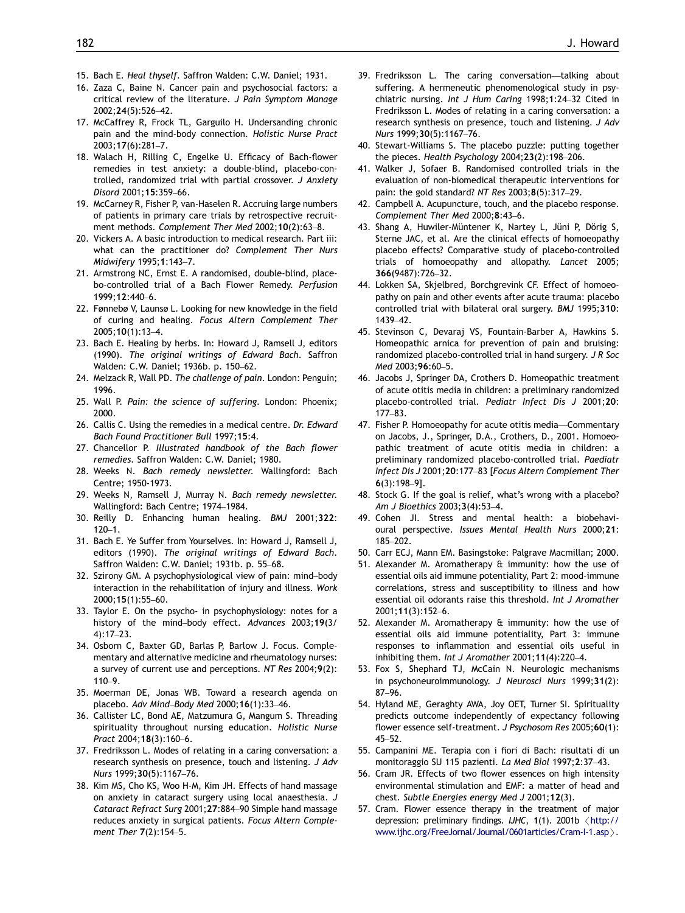15. Bach E. *Heal thyself*. Saffron Walden: C.W. Daniel; 1931.
16. Zaza C, Baine N. Cancer pain and psychosocial factors: a critical review of the literature. *J Pain Symptom Manage* 2002;**24**(5):526–42.
17. McCaffrey R, Frock TL, Garguilo H. Undersanding chronic pain and the mind-body connection. *Holistic Nurse Pract* 2003;**17**(6):281–7.
18. Walach H, Rilling C, Engelke U. Efficacy of Bach-flower remedies in test anxiety: a double-blind, placebo-controlled, randomized trial with partial crossover. *J Anxiety Disord* 2001;**15**:359–66.
19. McCarney R, Fisher P, van-Haselen R. Accruing large numbers of patients in primary care trials by retrospective recruitment methods. *Complement Ther Med* 2002;**10**(2):63–8.
20. Vickers A. A basic introduction to medical research. Part iii: what can the practitioner do? *Complement Ther Nurs Midwifery* 1995;**1**:143–7.
21. Armstrong NC, Ernst E. A randomised, double-blind, placebo-controlled trial of a Bach Flower Remedy. *Perfusion* 1999;**12**:440–6.
22. Fønnebø V, Launsø L. Looking for new knowledge in the field of curing and healing. *Focus Altern Complement Ther* 2005;**10**(1):13–4.
23. Bach E. Healing by herbs. In: Howard J, Ramsell J, editors (1990). *The original writings of Edward Bach*. Saffron Walden: C.W. Daniel; 1936b. p. 150–62.
24. Melzack R, Wall PD. *The challenge of pain*. London: Penguin; 1996.
25. Wall P. *Pain: the science of suffering*. London: Phoenix; 2000.
26. Callis C. Using the remedies in a medical centre. *Dr. Edward Bach Found Practitioner Bull* 1997;**15**:4.
27. Chancellor P. *Illustrated handbook of the Bach flower remedies*. Saffron Walden: C.W. Daniel; 1980.
28. Weeks N. *Bach remedy newsletter*. Wallingford: Bach Centre; 1950-1973.
29. Weeks N, Ramsell J, Murray N. *Bach remedy newsletter*. Wallingford: Bach Centre; 1974–1984.
30. Reilly D. Enhancing human healing. *BMJ* 2001;**322**: 120–1.
31. Bach E. Ye Suffer from Yourselves. In: Howard J, Ramsell J, editors (1990). *The original writings of Edward Bach*. Saffron Walden: C.W. Daniel; 1931b. p. 55–68.
32. Szirony GM. A psychophysiological view of pain: mind–body interaction in the rehabilitation of injury and illness. *Work* 2000;**15**(1):55–60.
33. Taylor E. On the psycho- in psychophysiology: notes for a history of the mind–body effect. *Advances* 2003;**19**(3/4):17–23.
34. Osborn C, Baxter GD, Barlas P, Barlow J. Focus. Complementary and alternative medicine and rheumatology nurses: a survey of current use and perceptions. *NT Res* 2004;**9**(2): 110–9.
35. Moerman DE, Jonas WB. Toward a research agenda on placebo. *Adv Mind–Body Med* 2000;**16**(1):33–46.
36. Callister LC, Bond AE, Matzumura G, Mangum S. Threading spirituality throughout nursing education. *Holistic Nurse Pract* 2004;**18**(3):160–6.
37. Fredriksson L. Modes of relating in a caring conversation: a research synthesis on presence, touch and listening. *J Adv Nurs* 1999;**30**(5):1167–76.
38. Kim MS, Cho KS, Woo H-M, Kim JH. Effects of hand massage on anxiety in cataract surgery using local anaesthesia. *J Cataract Refract Surg* 2001;**27**:884–90 Simple hand massage reduces anxiety in surgical patients. *Focus Altern Complement Ther* **7**(2):154–5.
39. Fredriksson L. The caring conversation—talking about suffering. A hermeneutic phenomenological study in psychiatric nursing. *Int J Hum Caring* 1998;**1**:24–32 Cited in Fredriksson L. Modes of relating in a caring conversation: a research synthesis on presence, touch and listening. *J Adv Nurs* 1999;**30**(5):1167–76.
40. Stewart-Williams S. The placebo puzzle: putting together the pieces. *Health Psychology* 2004;**23**(2):198–206.
41. Walker J, Sofaer B. Randomised controlled trials in the evaluation of non-biomedical therapeutic interventions for pain: the gold standard? *NT Res* 2003;**8**(5):317–29.
42. Campbell A. Acupuncture, touch, and the placebo response. *Complement Ther Med* 2000;**8**:43–6.
43. Shang A, Huwiler-Müntener K, Nartey L, Jüni P, Dörig S, Sterne JAC, et al. Are the clinical effects of homoeopathy placebo effects? Comparative study of placebo-controlled trials of homoeopathy and allopathy. *Lancet* 2005; **366**(9487):726–32.
44. Lokken SA, Skjelbred, Borchgrevink CF. Effect of homoeopathy on pain and other events after acute trauma: placebo controlled trial with bilateral oral surgery. *BMJ* 1995;**310**: 1439–42.
45. Stevinson C, Devaraj VS, Fountain-Barber A, Hawkins S. Homeopathic arnica for prevention of pain and bruising: randomized placebo-controlled trial in hand surgery. *J R Soc Med* 2003;**96**:60–5.
46. Jacobs J, Springer DA, Crothers D. Homeopathic treatment of acute otitis media in children: a preliminary randomized placebo-controlled trial. *Pediatr Infect Dis J* 2001;**20**: 177–83.
47. Fisher P. Homoeopathy for acute otitis media—Commentary on Jacobs, J., Springer, D.A., Crothers, D., 2001. Homoeopathic treatment of acute otitis media in children: a preliminary randomized placebo-controlled trial. *Paediatr Infect Dis J* 2001;**20**:177–83 [*Focus Altern Complement Ther* **6**(3):198–9].
48. Stock G. If the goal is relief, what's wrong with a placebo? *Am J Bioethics* 2003;**3**(4):53–4.
49. Cohen JI. Stress and mental health: a biobehavioural perspective. *Issues Mental Health Nurs* 2000;**21**: 185–202.
50. Carr ECJ, Mann EM. Basingstoke: Palgrave Macmillan; 2000.
51. Alexander M. Aromatherapy & immunity: how the use of essential oils aid immune potentiality, Part 2: mood-immune correlations, stress and susceptibility to illness and how essential oil odorants raise this threshold. *Int J Aromather* 2001;**11**(3):152–6.
52. Alexander M. Aromatherapy & immunity: how the use of essential oils aid immune potentiality, Part 3: immune responses to inflammation and essential oils useful in inhibiting them. *Int J Aromather* 2001;**11**(4):220–4.
53. Fox S, Shephard TJ, McCain N. Neurologic mechanisms in psychoneuroimmunology. *J Neurosci Nurs* 1999;**31**(2): 87–96.
54. Hyland ME, Geraghty AWA, Joy OET, Turner SI. Spirituality predicts outcome independently of expectancy following flower essence self-treatment. *J Psychosom Res* 2005;**60**(1): 45–52.
55. Campanini ME. Terapia con i fiori di Bach: risultati di un monitoraggio SU 115 pazienti. *La Med Biol* 1997;**2**:37–43.
56. Cram JR. Effects of two flower essences on high intensity environmental stimulation and EMF: a matter of head and chest. *Subtle Energies energy Med J* 2001;**12**(3).
57. Cram. Flower essence therapy in the treatment of major depression: preliminary findings. *IJHC*, **1**(1). 2001b ⟨http://www.ijhc.org/FreeJornal/Journal/0601articles/Cram-I-1.asp⟩.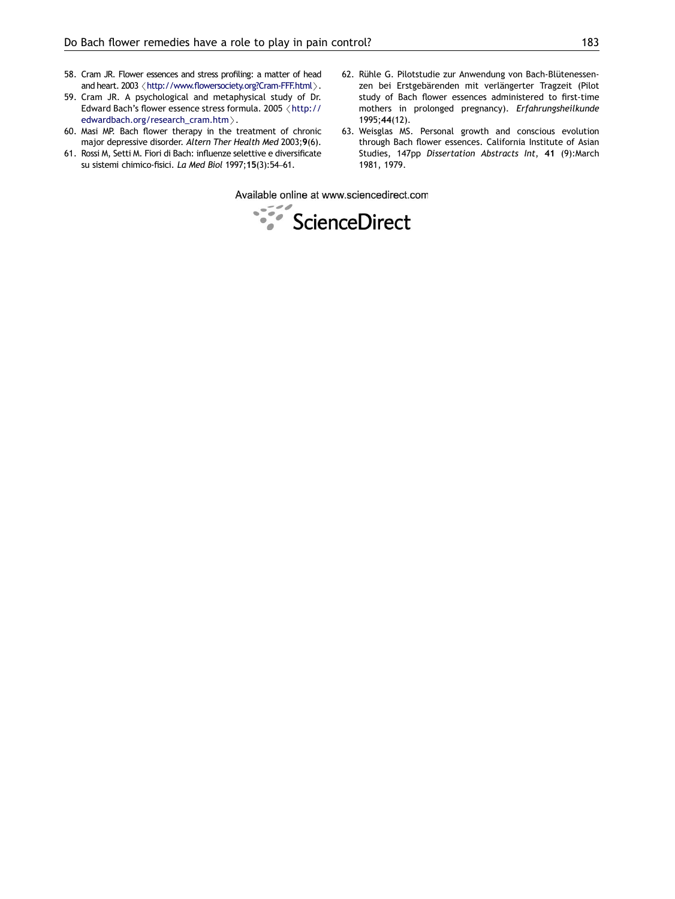58. Cram JR. Flower essences and stress profiling: a matter of head and heart. 2003 ⟨http://www.flowersociety.org?Cram-FFF.html⟩.
59. Cram JR. A psychological and metaphysical study of Dr. Edward Bach's flower essence stress formula. 2005 ⟨http://edwardbach.org/research_cram.htm⟩.
60. Masi MP. Bach flower therapy in the treatment of chronic major depressive disorder. *Altern Ther Health Med* 2003;**9**(6).
61. Rossi M, Setti M. Fiori di Bach: influenze selettive e diversificate su sistemi chimico-fisici. *La Med Biol* 1997;**15**(3):54–61.
62. Rühle G. Pilotstudie zur Anwendung von Bach-Blütenessenzen bei Erstgebärenden mit verlängerter Tragzeit (Pilot study of Bach flower essences administered to first-time mothers in prolonged pregnancy). *Erfahrungsheilkunde* 1995;**44**(12).
63. Weisglas MS. Personal growth and conscious evolution through Bach flower essences. California Institute of Asian Studies, 147pp *Dissertation Abstracts Int*, **41** (9):March 1981, 1979.

Available online at www.sciencedirect.com

ScienceDirect